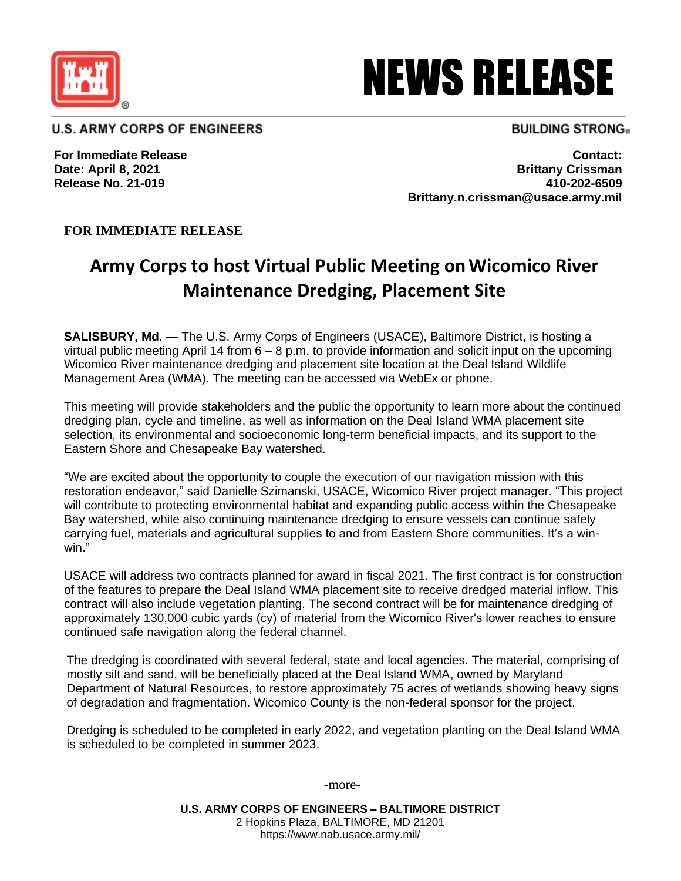# NEWS RELEASE

**U.S. ARMY CORPS OF ENGINEERS** — **BUILDING STRONG®**

**For Immediate Release**
**Date: April 8, 2021**
**Release No. 21-019**

**Contact:**
**Brittany Crissman**
**410-202-6509**
**Brittany.n.crissman@usace.army.mil**

**FOR IMMEDIATE RELEASE**

## Army Corps to host Virtual Public Meeting on Wicomico River Maintenance Dredging, Placement Site

**SALISBURY, Md**. — The U.S. Army Corps of Engineers (USACE), Baltimore District, is hosting a virtual public meeting April 14 from 6 – 8 p.m. to provide information and solicit input on the upcoming Wicomico River maintenance dredging and placement site location at the Deal Island Wildlife Management Area (WMA). The meeting can be accessed via WebEx or phone.

This meeting will provide stakeholders and the public the opportunity to learn more about the continued dredging plan, cycle and timeline, as well as information on the Deal Island WMA placement site selection, its environmental and socioeconomic long-term beneficial impacts, and its support to the Eastern Shore and Chesapeake Bay watershed.

"We are excited about the opportunity to couple the execution of our navigation mission with this restoration endeavor," said Danielle Szimanski, USACE, Wicomico River project manager. "This project will contribute to protecting environmental habitat and expanding public access within the Chesapeake Bay watershed, while also continuing maintenance dredging to ensure vessels can continue safely carrying fuel, materials and agricultural supplies to and from Eastern Shore communities. It's a win-win."

USACE will address two contracts planned for award in fiscal 2021. The first contract is for construction of the features to prepare the Deal Island WMA placement site to receive dredged material inflow. This contract will also include vegetation planting. The second contract will be for maintenance dredging of approximately 130,000 cubic yards (cy) of material from the Wicomico River's lower reaches to ensure continued safe navigation along the federal channel.

The dredging is coordinated with several federal, state and local agencies. The material, comprising of mostly silt and sand, will be beneficially placed at the Deal Island WMA, owned by Maryland Department of Natural Resources, to restore approximately 75 acres of wetlands showing heavy signs of degradation and fragmentation. Wicomico County is the non-federal sponsor for the project.

Dredging is scheduled to be completed in early 2022, and vegetation planting on the Deal Island WMA is scheduled to be completed in summer 2023.

-more-

**U.S. ARMY CORPS OF ENGINEERS – BALTIMORE DISTRICT**
2 Hopkins Plaza, BALTIMORE, MD 21201
https://www.nab.usace.army.mil/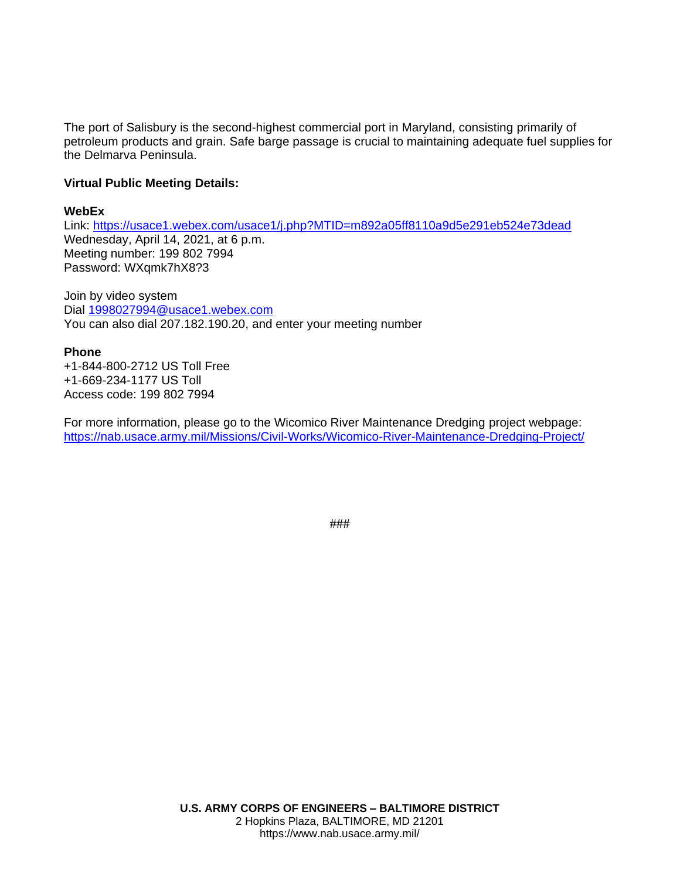The port of Salisbury is the second-highest commercial port in Maryland, consisting primarily of petroleum products and grain. Safe barge passage is crucial to maintaining adequate fuel supplies for the Delmarva Peninsula.

**Virtual Public Meeting Details:**

**WebEx**
Link: https://usace1.webex.com/usace1/j.php?MTID=m892a05ff8110a9d5e291eb524e73dead
Wednesday, April 14, 2021, at 6 p.m.
Meeting number: 199 802 7994
Password: WXqmk7hX8?3

Join by video system
Dial 1998027994@usace1.webex.com
You can also dial 207.182.190.20, and enter your meeting number

**Phone**
+1-844-800-2712 US Toll Free
+1-669-234-1177 US Toll
Access code: 199 802 7994

For more information, please go to the Wicomico River Maintenance Dredging project webpage:
https://nab.usace.army.mil/Missions/Civil-Works/Wicomico-River-Maintenance-Dredging-Project/

###

**U.S. ARMY CORPS OF ENGINEERS – BALTIMORE DISTRICT**
2 Hopkins Plaza, BALTIMORE, MD 21201
https://www.nab.usace.army.mil/